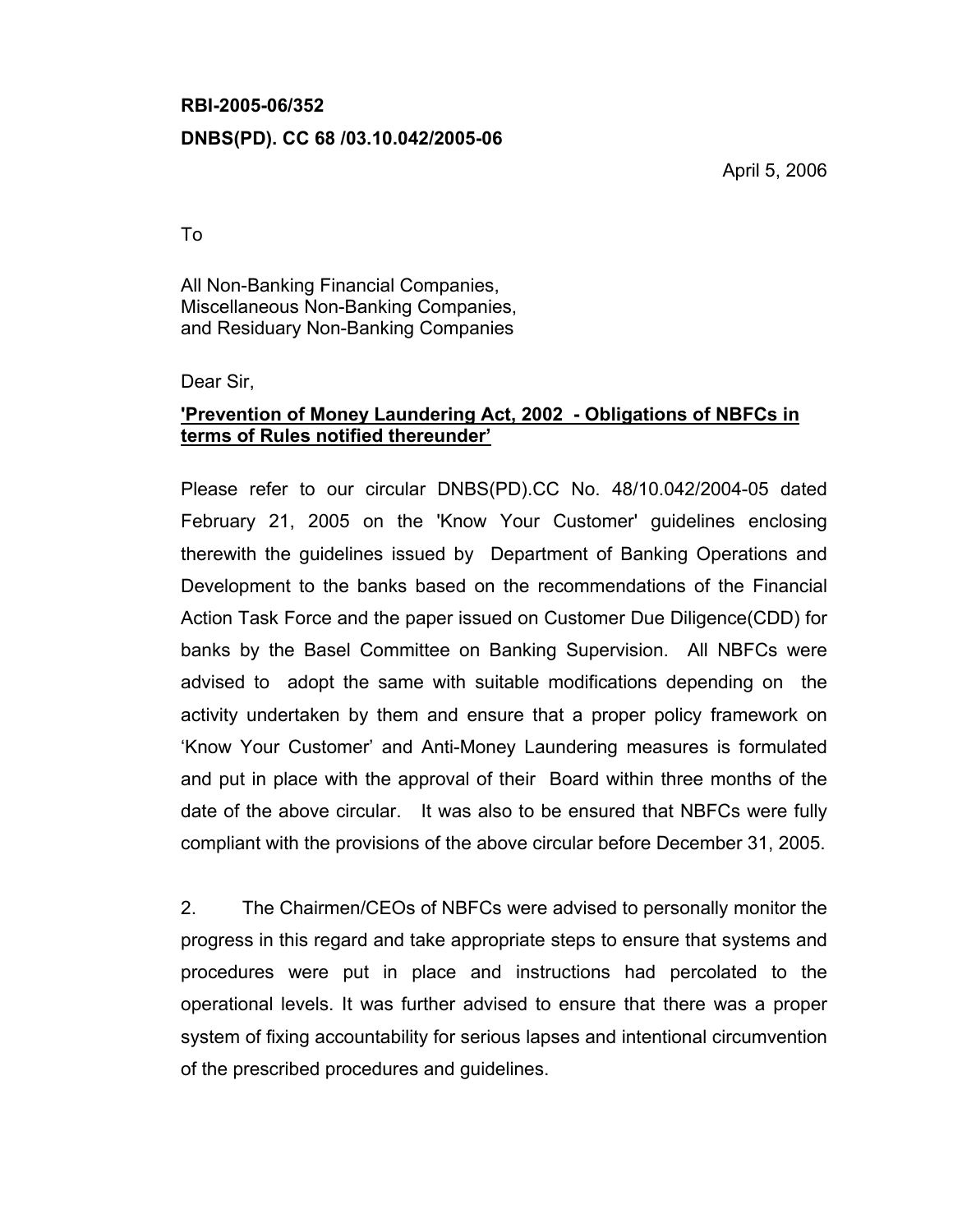**RBI-2005-06/352**

**DNBS(PD). CC 68 /03.10.042/2005-06**

April 5, 2006

To

All Non-Banking Financial Companies,
Miscellaneous Non-Banking Companies,
and Residuary Non-Banking Companies

Dear Sir,

**'Prevention of Money Laundering Act, 2002 - Obligations of NBFCs in terms of Rules notified thereunder'**

Please refer to our circular DNBS(PD).CC No. 48/10.042/2004-05 dated February 21, 2005 on the 'Know Your Customer' guidelines enclosing therewith the guidelines issued by Department of Banking Operations and Development to the banks based on the recommendations of the Financial Action Task Force and the paper issued on Customer Due Diligence(CDD) for banks by the Basel Committee on Banking Supervision. All NBFCs were advised to adopt the same with suitable modifications depending on the activity undertaken by them and ensure that a proper policy framework on 'Know Your Customer' and Anti-Money Laundering measures is formulated and put in place with the approval of their Board within three months of the date of the above circular. It was also to be ensured that NBFCs were fully compliant with the provisions of the above circular before December 31, 2005.

2. The Chairmen/CEOs of NBFCs were advised to personally monitor the progress in this regard and take appropriate steps to ensure that systems and procedures were put in place and instructions had percolated to the operational levels. It was further advised to ensure that there was a proper system of fixing accountability for serious lapses and intentional circumvention of the prescribed procedures and guidelines.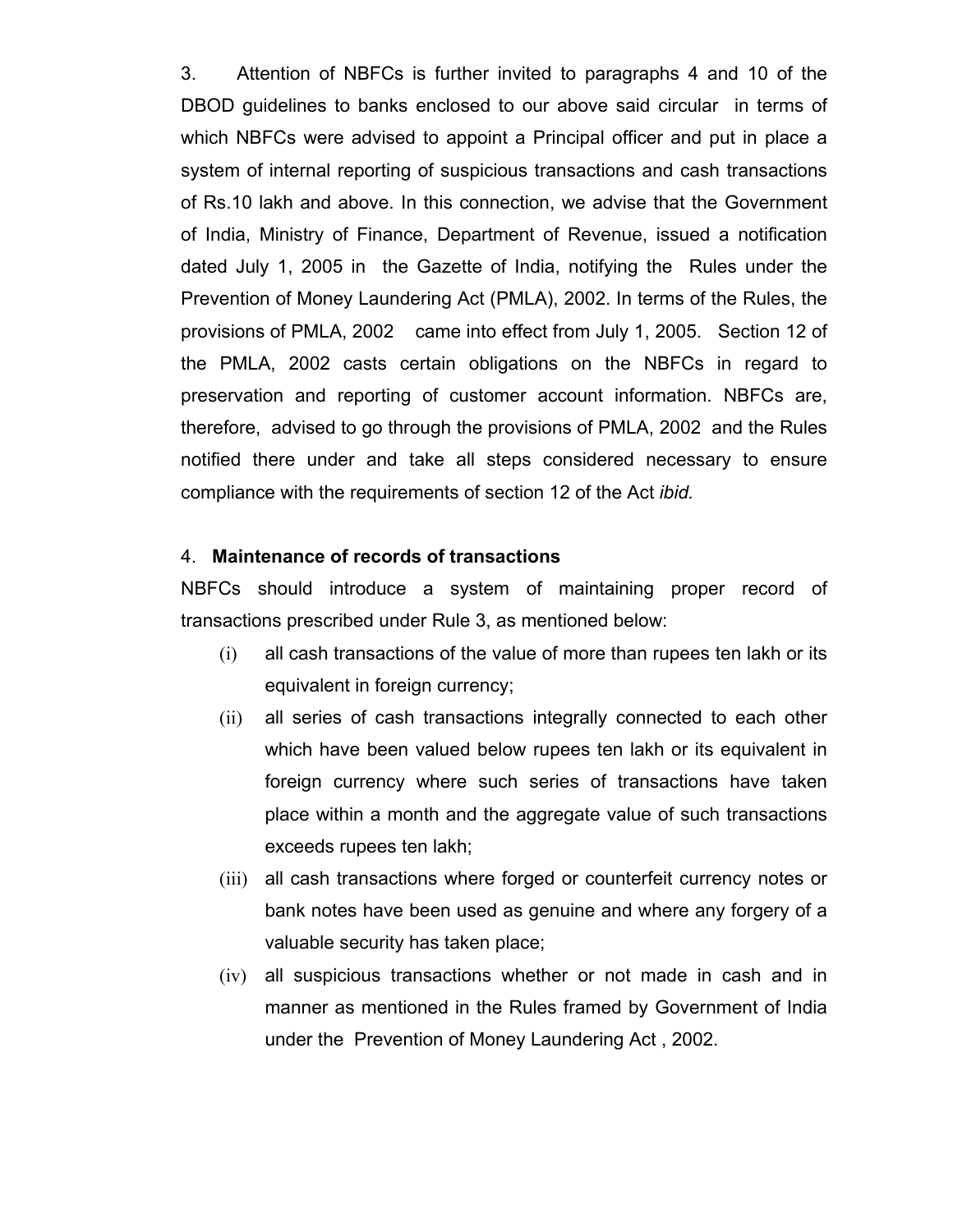3. Attention of NBFCs is further invited to paragraphs 4 and 10 of the DBOD guidelines to banks enclosed to our above said circular in terms of which NBFCs were advised to appoint a Principal officer and put in place a system of internal reporting of suspicious transactions and cash transactions of Rs.10 lakh and above. In this connection, we advise that the Government of India, Ministry of Finance, Department of Revenue, issued a notification dated July 1, 2005 in the Gazette of India, notifying the Rules under the Prevention of Money Laundering Act (PMLA), 2002. In terms of the Rules, the provisions of PMLA, 2002 came into effect from July 1, 2005. Section 12 of the PMLA, 2002 casts certain obligations on the NBFCs in regard to preservation and reporting of customer account information. NBFCs are, therefore, advised to go through the provisions of PMLA, 2002 and the Rules notified there under and take all steps considered necessary to ensure compliance with the requirements of section 12 of the Act *ibid.*

4. **Maintenance of records of transactions**

NBFCs should introduce a system of maintaining proper record of transactions prescribed under Rule 3, as mentioned below:

(i) all cash transactions of the value of more than rupees ten lakh or its equivalent in foreign currency;

(ii) all series of cash transactions integrally connected to each other which have been valued below rupees ten lakh or its equivalent in foreign currency where such series of transactions have taken place within a month and the aggregate value of such transactions exceeds rupees ten lakh;

(iii) all cash transactions where forged or counterfeit currency notes or bank notes have been used as genuine and where any forgery of a valuable security has taken place;

(iv) all suspicious transactions whether or not made in cash and in manner as mentioned in the Rules framed by Government of India under the Prevention of Money Laundering Act , 2002.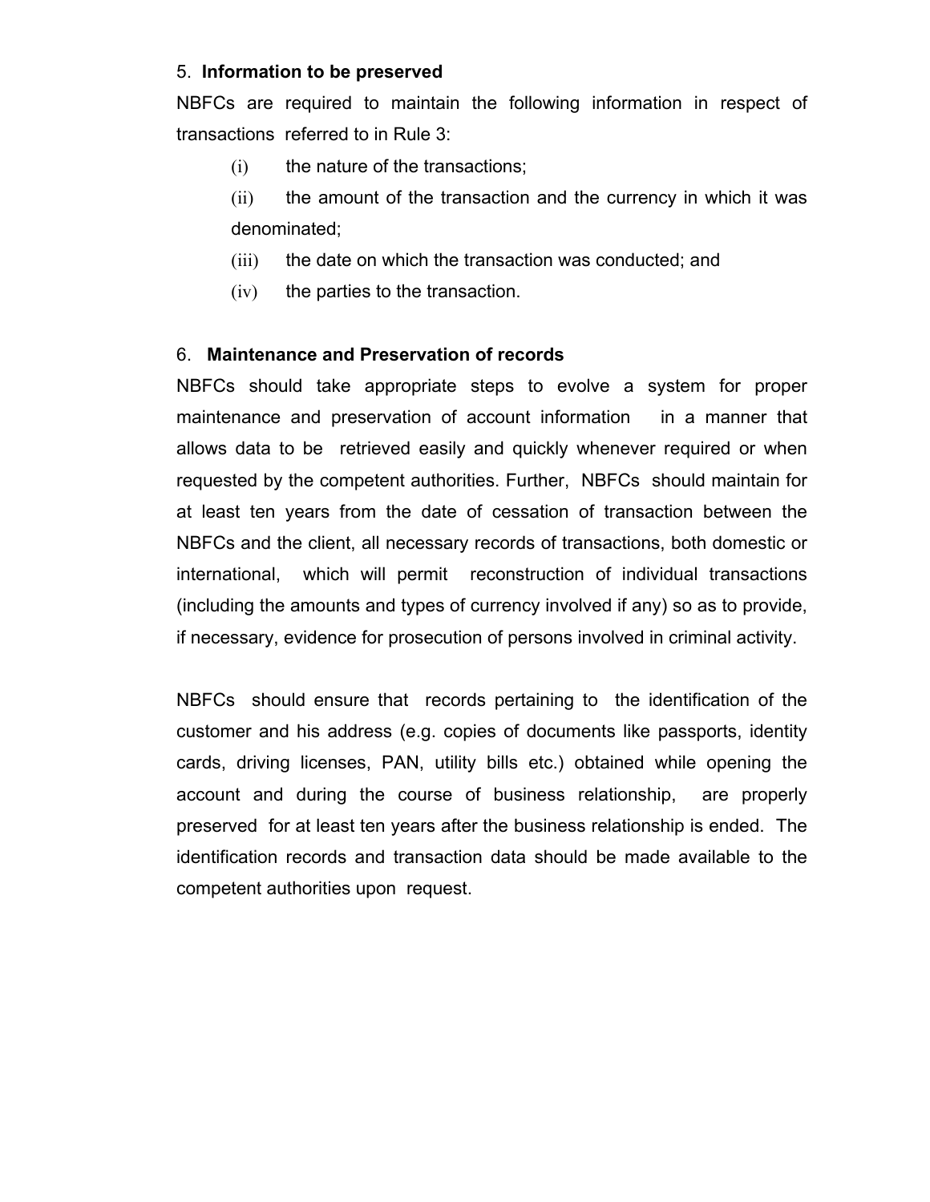5. **Information to be preserved**

NBFCs are required to maintain the following information in respect of transactions referred to in Rule 3:

(i) the nature of the transactions;

(ii) the amount of the transaction and the currency in which it was denominated;

(iii) the date on which the transaction was conducted; and

(iv) the parties to the transaction.

6. **Maintenance and Preservation of records**

NBFCs should take appropriate steps to evolve a system for proper maintenance and preservation of account information in a manner that allows data to be retrieved easily and quickly whenever required or when requested by the competent authorities. Further, NBFCs should maintain for at least ten years from the date of cessation of transaction between the NBFCs and the client, all necessary records of transactions, both domestic or international, which will permit reconstruction of individual transactions (including the amounts and types of currency involved if any) so as to provide, if necessary, evidence for prosecution of persons involved in criminal activity.

NBFCs should ensure that records pertaining to the identification of the customer and his address (e.g. copies of documents like passports, identity cards, driving licenses, PAN, utility bills etc.) obtained while opening the account and during the course of business relationship, are properly preserved for at least ten years after the business relationship is ended. The identification records and transaction data should be made available to the competent authorities upon request.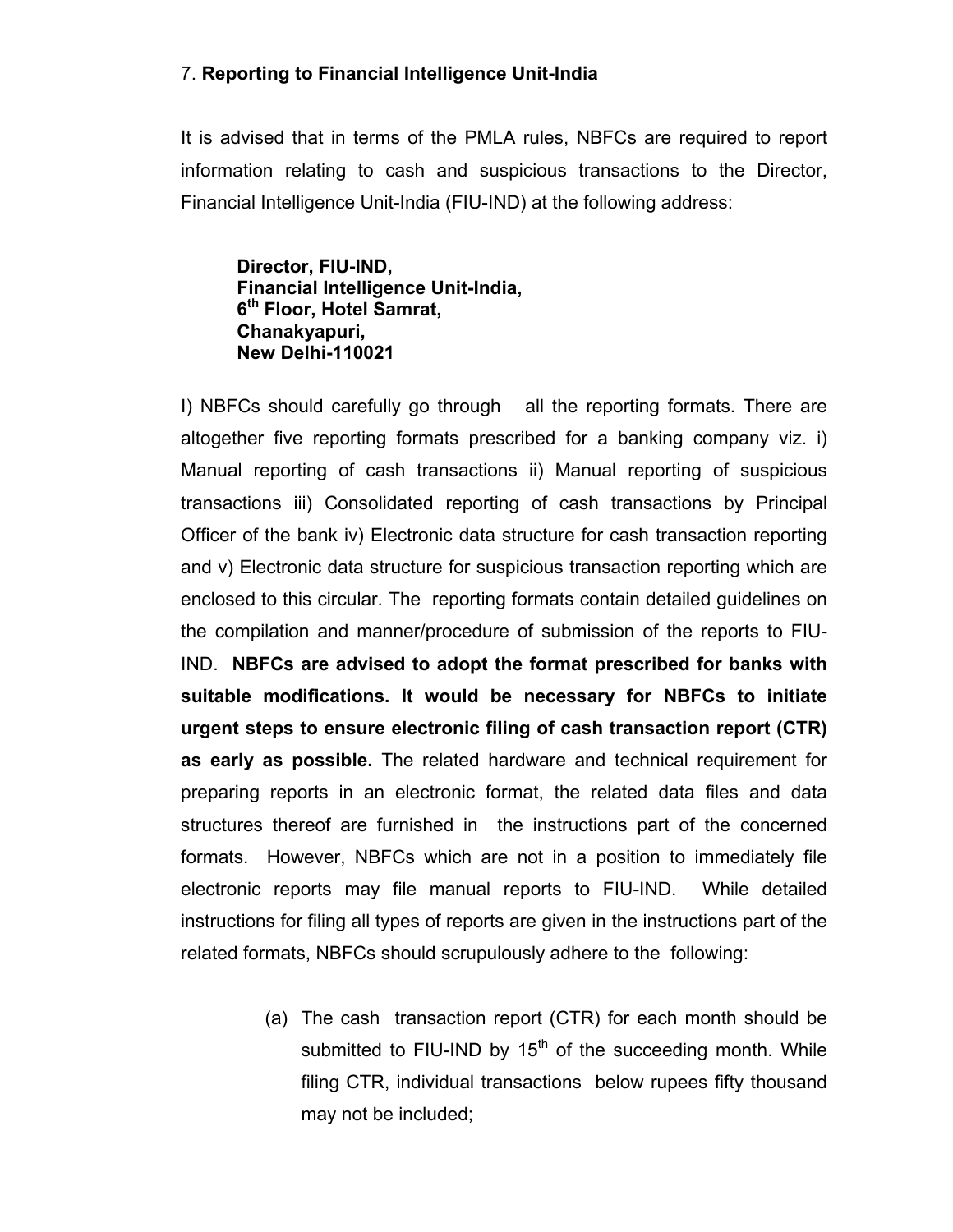7. **Reporting to Financial Intelligence Unit-India**

It is advised that in terms of the PMLA rules, NBFCs are required to report information relating to cash and suspicious transactions to the Director, Financial Intelligence Unit-India (FIU-IND) at the following address:

> **Director, FIU-IND,**
> **Financial Intelligence Unit-India,**
> **6th Floor, Hotel Samrat,**
> **Chanakyapuri,**
> **New Delhi-110021**

I) NBFCs should carefully go through all the reporting formats. There are altogether five reporting formats prescribed for a banking company viz. i) Manual reporting of cash transactions ii) Manual reporting of suspicious transactions iii) Consolidated reporting of cash transactions by Principal Officer of the bank iv) Electronic data structure for cash transaction reporting and v) Electronic data structure for suspicious transaction reporting which are enclosed to this circular. The reporting formats contain detailed guidelines on the compilation and manner/procedure of submission of the reports to FIU-IND. **NBFCs are advised to adopt the format prescribed for banks with suitable modifications. It would be necessary for NBFCs to initiate urgent steps to ensure electronic filing of cash transaction report (CTR) as early as possible.** The related hardware and technical requirement for preparing reports in an electronic format, the related data files and data structures thereof are furnished in the instructions part of the concerned formats. However, NBFCs which are not in a position to immediately file electronic reports may file manual reports to FIU-IND. While detailed instructions for filing all types of reports are given in the instructions part of the related formats, NBFCs should scrupulously adhere to the following:

(a) The cash transaction report (CTR) for each month should be submitted to FIU-IND by 15th of the succeeding month. While filing CTR, individual transactions below rupees fifty thousand may not be included;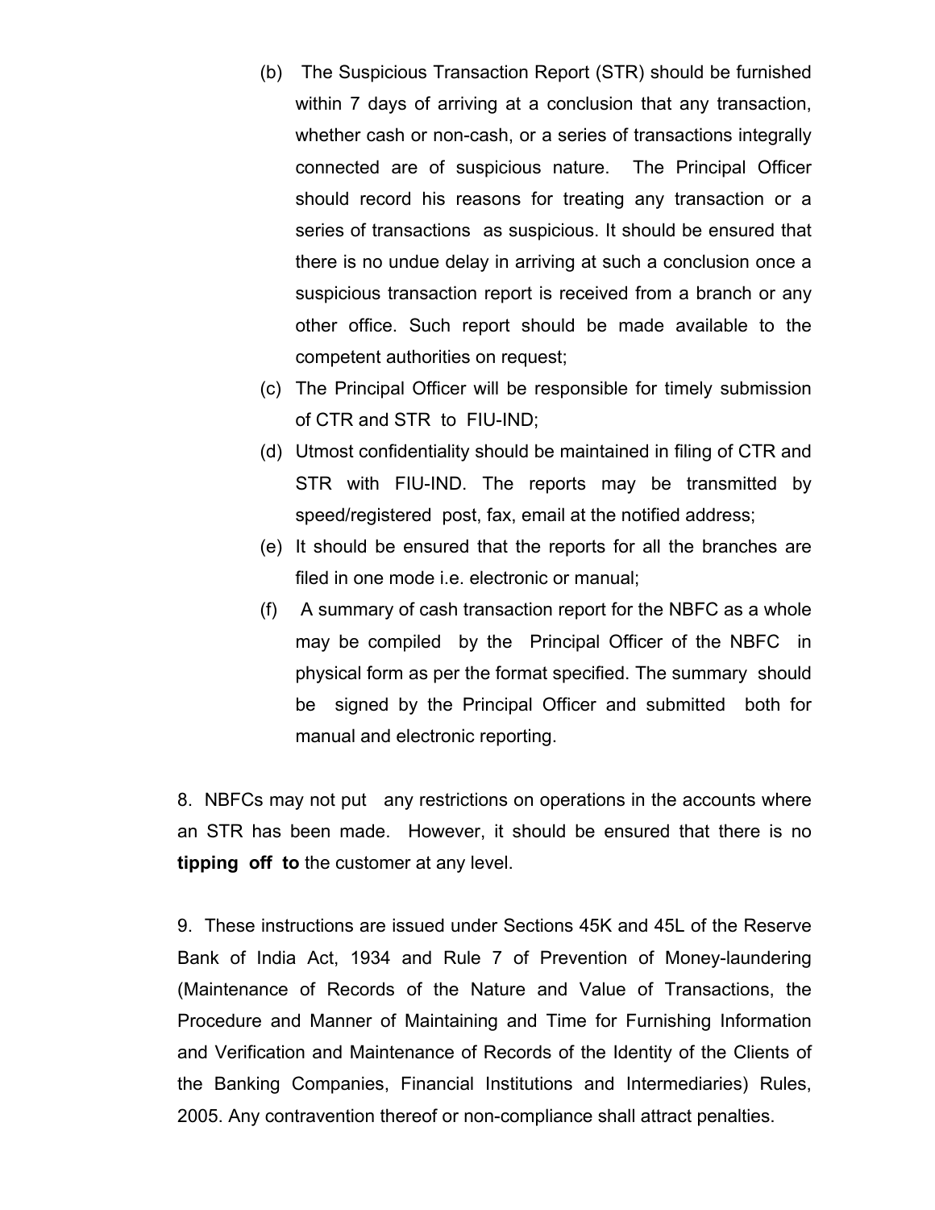(b) The Suspicious Transaction Report (STR) should be furnished within 7 days of arriving at a conclusion that any transaction, whether cash or non-cash, or a series of transactions integrally connected are of suspicious nature. The Principal Officer should record his reasons for treating any transaction or a series of transactions as suspicious. It should be ensured that there is no undue delay in arriving at such a conclusion once a suspicious transaction report is received from a branch or any other office. Such report should be made available to the competent authorities on request;

(c) The Principal Officer will be responsible for timely submission of CTR and STR to FIU-IND;

(d) Utmost confidentiality should be maintained in filing of CTR and STR with FIU-IND. The reports may be transmitted by speed/registered post, fax, email at the notified address;

(e) It should be ensured that the reports for all the branches are filed in one mode i.e. electronic or manual;

(f) A summary of cash transaction report for the NBFC as a whole may be compiled by the Principal Officer of the NBFC in physical form as per the format specified. The summary should be signed by the Principal Officer and submitted both for manual and electronic reporting.

8. NBFCs may not put any restrictions on operations in the accounts where an STR has been made. However, it should be ensured that there is no **tipping off to** the customer at any level.

9. These instructions are issued under Sections 45K and 45L of the Reserve Bank of India Act, 1934 and Rule 7 of Prevention of Money-laundering (Maintenance of Records of the Nature and Value of Transactions, the Procedure and Manner of Maintaining and Time for Furnishing Information and Verification and Maintenance of Records of the Identity of the Clients of the Banking Companies, Financial Institutions and Intermediaries) Rules, 2005. Any contravention thereof or non-compliance shall attract penalties.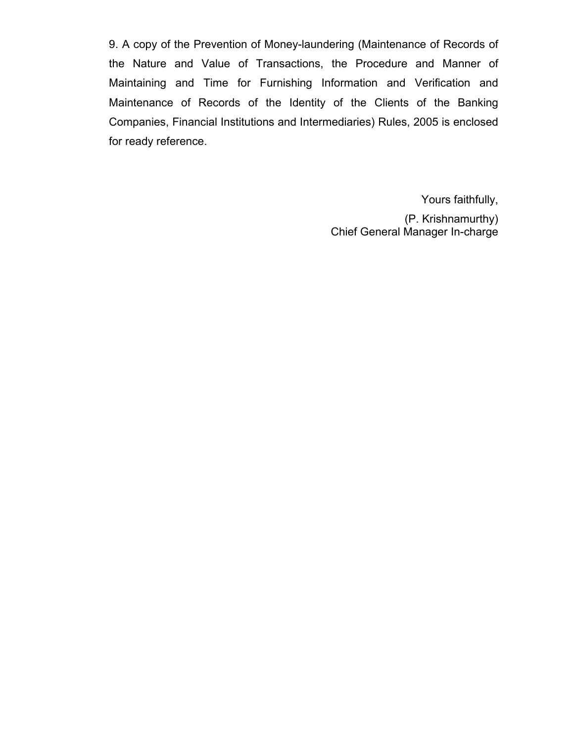9. A copy of the Prevention of Money-laundering (Maintenance of Records of the Nature and Value of Transactions, the Procedure and Manner of Maintaining and Time for Furnishing Information and Verification and Maintenance of Records of the Identity of the Clients of the Banking Companies, Financial Institutions and Intermediaries) Rules, 2005 is enclosed for ready reference.

Yours faithfully,

(P. Krishnamurthy)
Chief General Manager In-charge